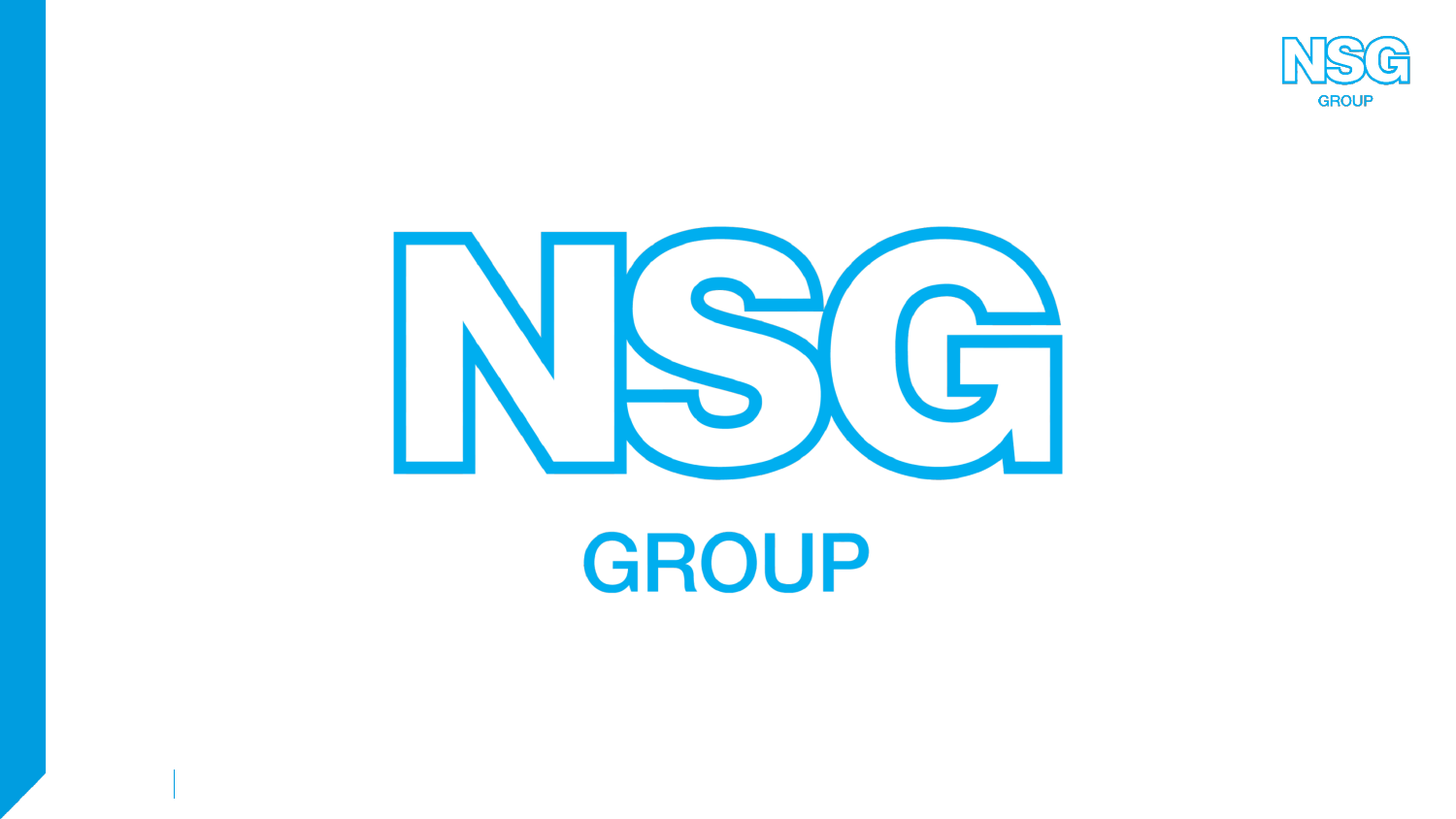# NSG

## GROUP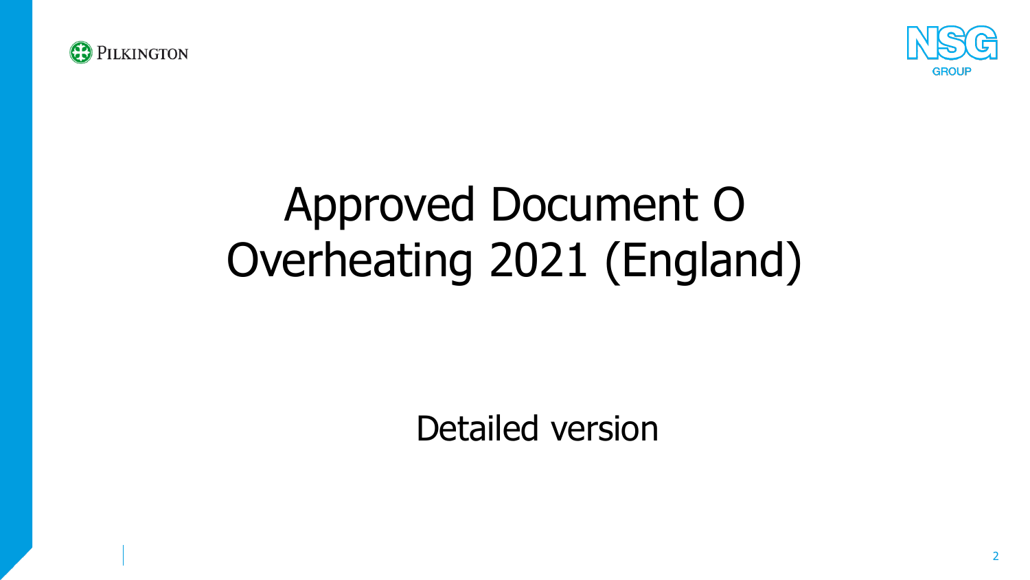# Approved Document O
# Overheating 2021 (England)

Detailed version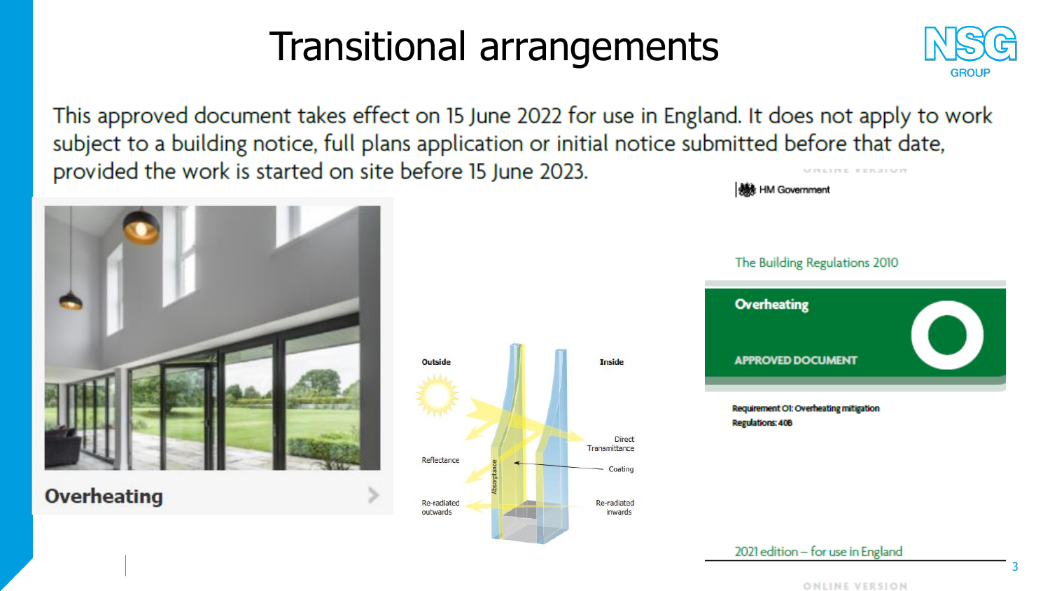# Transitional arrangements

This approved document takes effect on 15 June 2022 for use in England. It does not apply to work subject to a building notice, full plans application or initial notice submitted before that date, provided the work is started on site before 15 June 2023.

Overheating

Outside

Inside

Reflectance

Direct Transmittance

Coating

Absorptance

Re-radiated outwards

Re-radiated inwards

HM Government

The Building Regulations 2010

Overheating

APPROVED DOCUMENT

Requirement O1: Overheating mitigation

Regulations: 40B

2021 edition – for use in England

ONLINE VERSION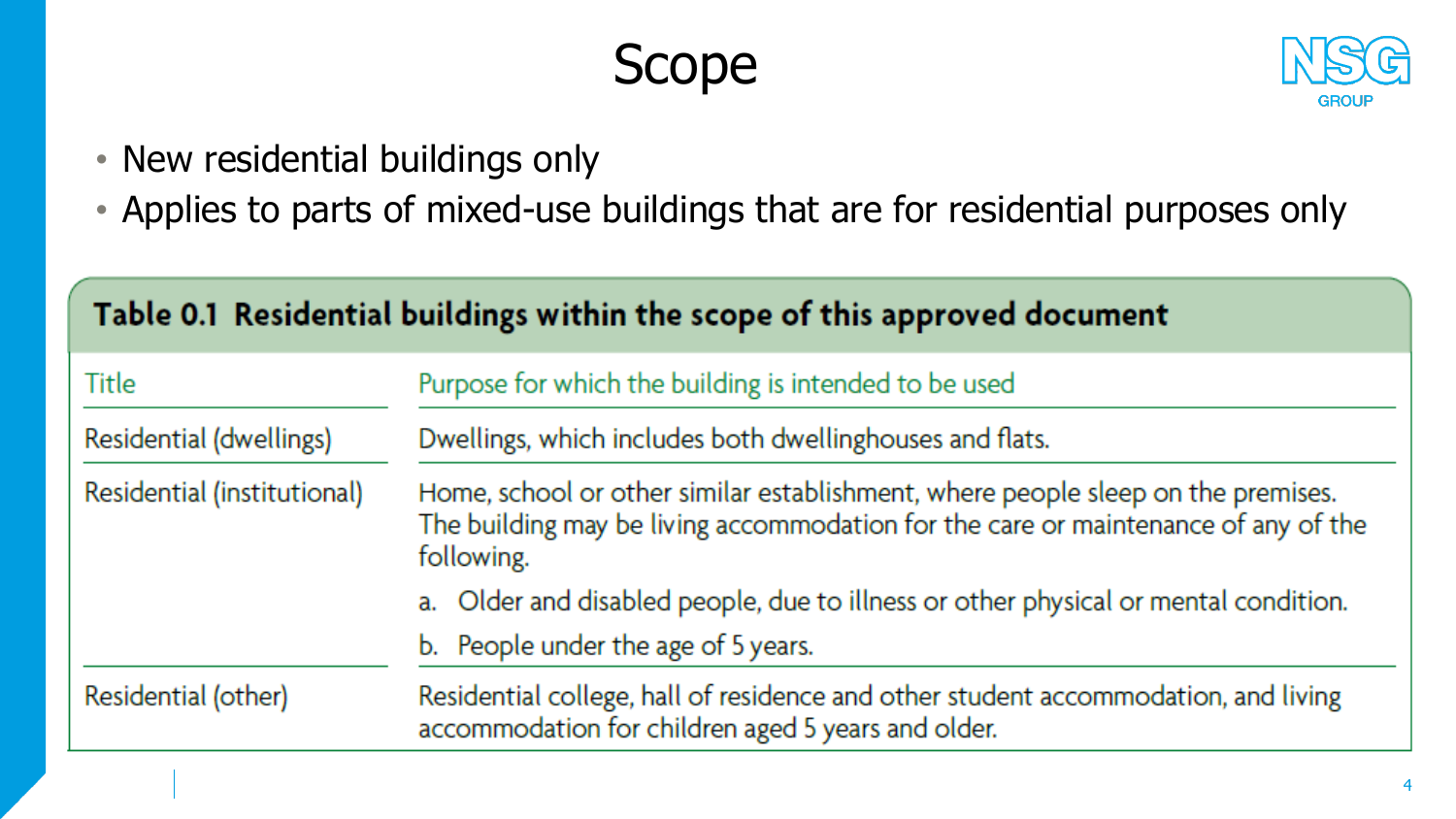# Scope

- New residential buildings only
- Applies to parts of mixed-use buildings that are for residential purposes only

**Table 0.1 Residential buildings within the scope of this approved document**

| Title | Purpose for which the building is intended to be used |
|---|---|
| Residential (dwellings) | Dwellings, which includes both dwellinghouses and flats. |
| Residential (institutional) | Home, school or other similar establishment, where people sleep on the premises. The building may be living accommodation for the care or maintenance of any of the following.<br>a. Older and disabled people, due to illness or other physical or mental condition.<br>b. People under the age of 5 years. |
| Residential (other) | Residential college, hall of residence and other student accommodation, and living accommodation for children aged 5 years and older. |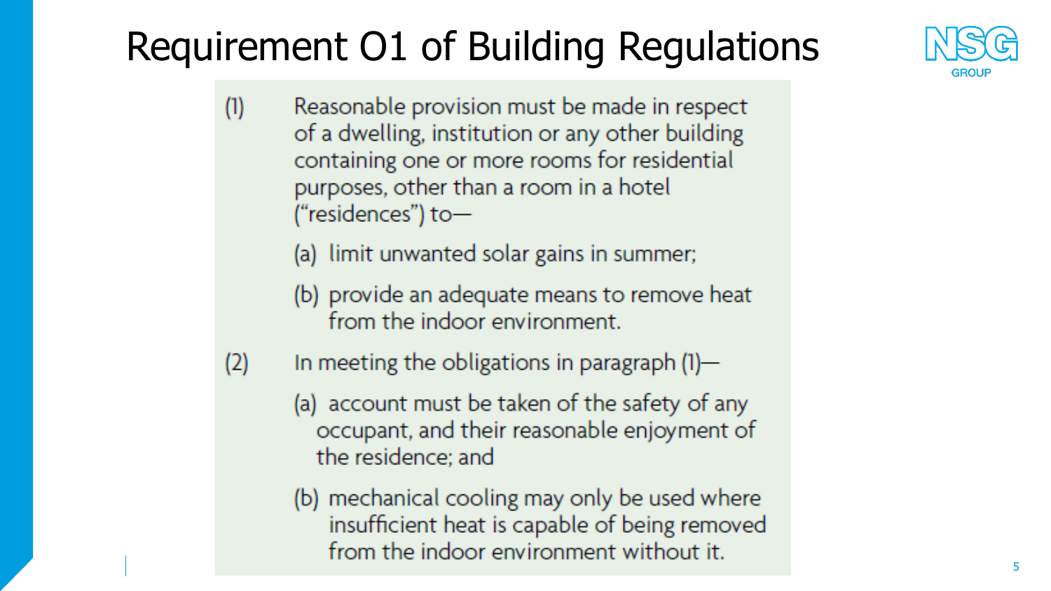# Requirement O1 of Building Regulations

(1) Reasonable provision must be made in respect of a dwelling, institution or any other building containing one or more rooms for residential purposes, other than a room in a hotel ("residences") to—

(a) limit unwanted solar gains in summer;

(b) provide an adequate means to remove heat from the indoor environment.

(2) In meeting the obligations in paragraph (1)—

(a) account must be taken of the safety of any occupant, and their reasonable enjoyment of the residence; and

(b) mechanical cooling may only be used where insufficient heat is capable of being removed from the indoor environment without it.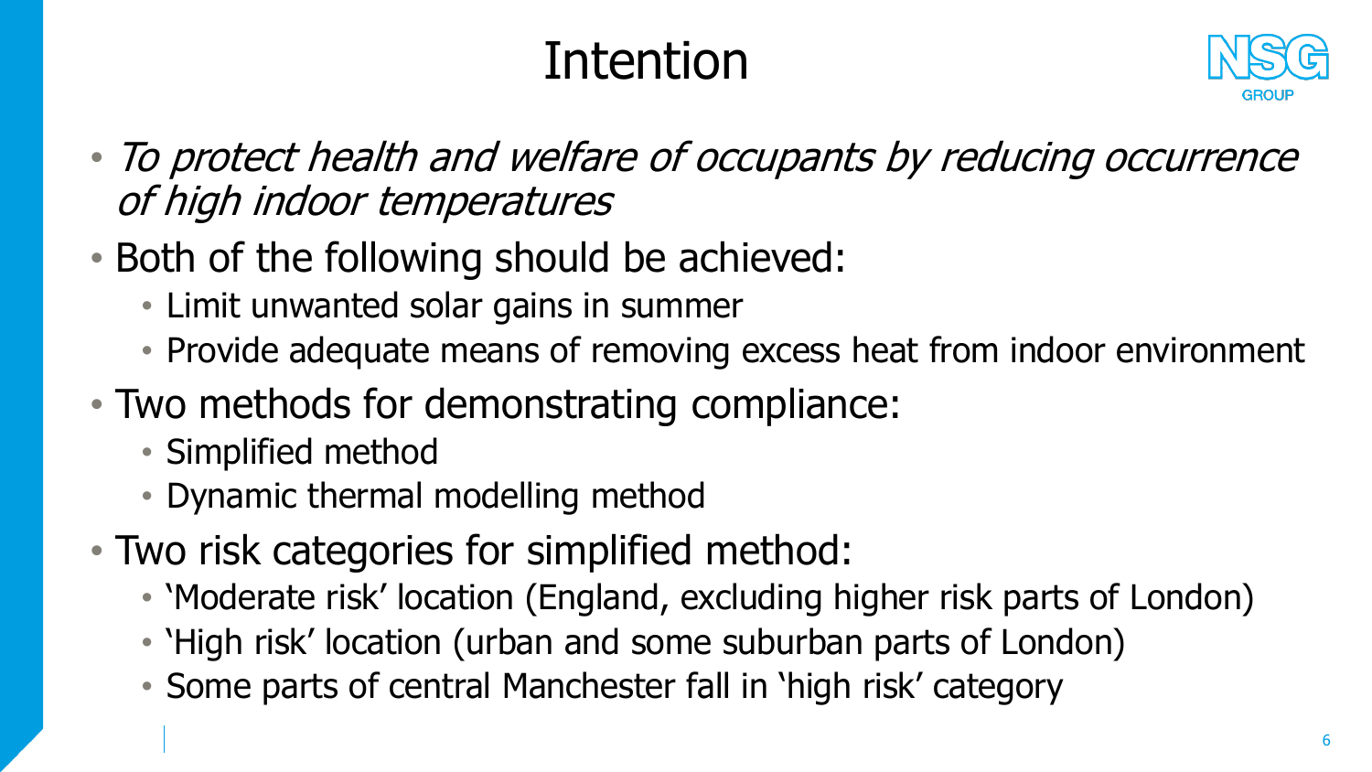# Intention

- *To protect health and welfare of occupants by reducing occurrence of high indoor temperatures*
- Both of the following should be achieved:
  - Limit unwanted solar gains in summer
  - Provide adequate means of removing excess heat from indoor environment
- Two methods for demonstrating compliance:
  - Simplified method
  - Dynamic thermal modelling method
- Two risk categories for simplified method:
  - 'Moderate risk' location (England, excluding higher risk parts of London)
  - 'High risk' location (urban and some suburban parts of London)
  - Some parts of central Manchester fall in 'high risk' category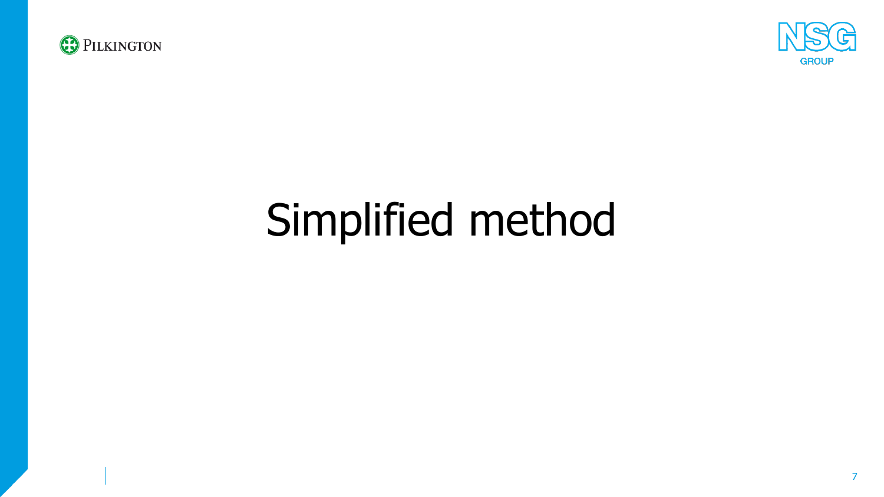# Simplified method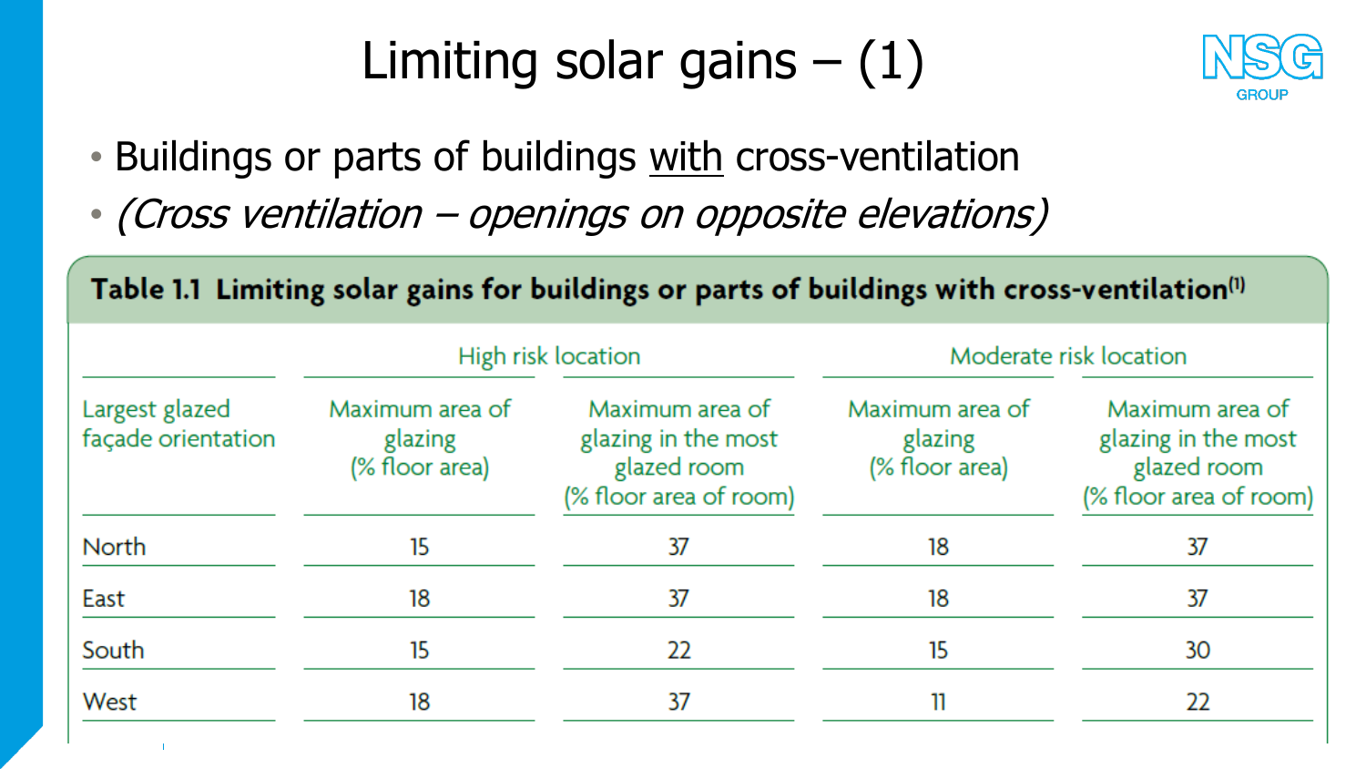# Limiting solar gains – (1)

- Buildings or parts of buildings <u>with</u> cross-ventilation
- *(Cross ventilation – openings on opposite elevations)*

**Table 1.1 Limiting solar gains for buildings or parts of buildings with cross-ventilation[1]**

| | High risk location | | Moderate risk location | |
|---|---|---|---|---|
| Largest glazed façade orientation | Maximum area of glazing (% floor area) | Maximum area of glazing in the most glazed room (% floor area of room) | Maximum area of glazing (% floor area) | Maximum area of glazing in the most glazed room (% floor area of room) |
| North | 15 | 37 | 18 | 37 |
| East | 18 | 37 | 18 | 37 |
| South | 15 | 22 | 15 | 30 |
| West | 18 | 37 | 11 | 22 |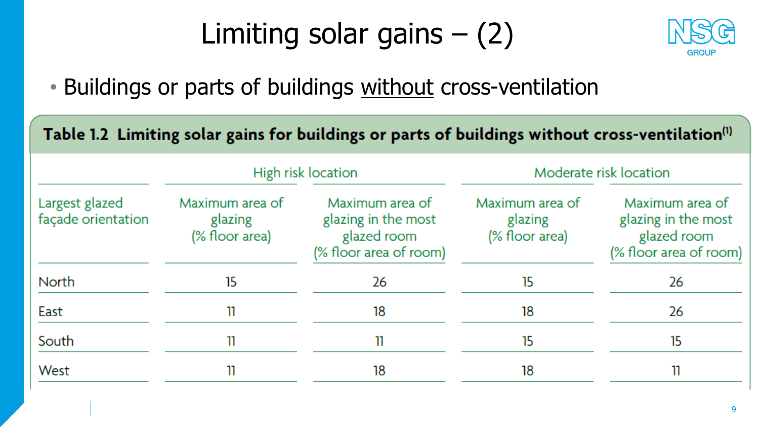# Limiting solar gains – (2)

- Buildings or parts of buildings <u>without</u> cross-ventilation

**Table 1.2 Limiting solar gains for buildings or parts of buildings without cross-ventilation[1]**

| | High risk location | | Moderate risk location | |
|---|---|---|---|---|
| Largest glazed façade orientation | Maximum area of glazing (% floor area) | Maximum area of glazing in the most glazed room (% floor area of room) | Maximum area of glazing (% floor area) | Maximum area of glazing in the most glazed room (% floor area of room) |
| North | 15 | 26 | 15 | 26 |
| East | 11 | 18 | 18 | 26 |
| South | 11 | 11 | 15 | 15 |
| West | 11 | 18 | 18 | 11 |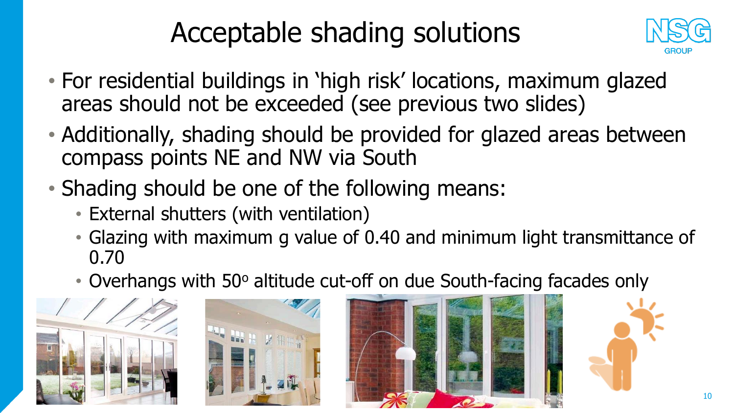# Acceptable shading solutions

- For residential buildings in 'high risk' locations, maximum glazed areas should not be exceeded (see previous two slides)
- Additionally, shading should be provided for glazed areas between compass points NE and NW via South
- Shading should be one of the following means:
  - External shutters (with ventilation)
  - Glazing with maximum g value of 0.40 and minimum light transmittance of 0.70
  - Overhangs with 50$^{o}$ altitude cut-off on due South-facing facades only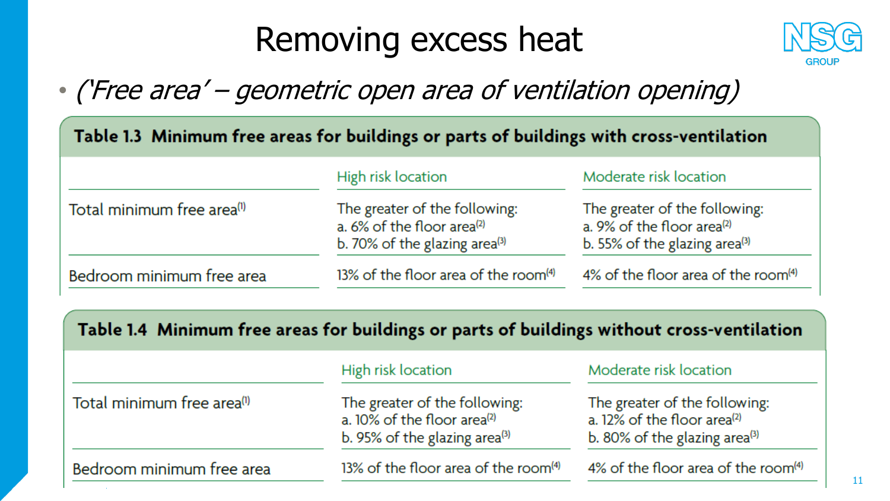# Removing excess heat

- *('Free area' – geometric open area of ventilation opening)*

**Table 1.3 Minimum free areas for buildings or parts of buildings with cross-ventilation**

| | High risk location | Moderate risk location |
|---|---|---|
| Total minimum free area[1] | The greater of the following:<br>a. 6% of the floor area[2]<br>b. 70% of the glazing area[3] | The greater of the following:<br>a. 9% of the floor area[2]<br>b. 55% of the glazing area[3] |
| Bedroom minimum free area | 13% of the floor area of the room[4] | 4% of the floor area of the room[4] |

**Table 1.4 Minimum free areas for buildings or parts of buildings without cross-ventilation**

| | High risk location | Moderate risk location |
|---|---|---|
| Total minimum free area[1] | The greater of the following:<br>a. 10% of the floor area[2]<br>b. 95% of the glazing area[3] | The greater of the following:<br>a. 12% of the floor area[2]<br>b. 80% of the glazing area[3] |
| Bedroom minimum free area | 13% of the floor area of the room[4] | 4% of the floor area of the room[4] |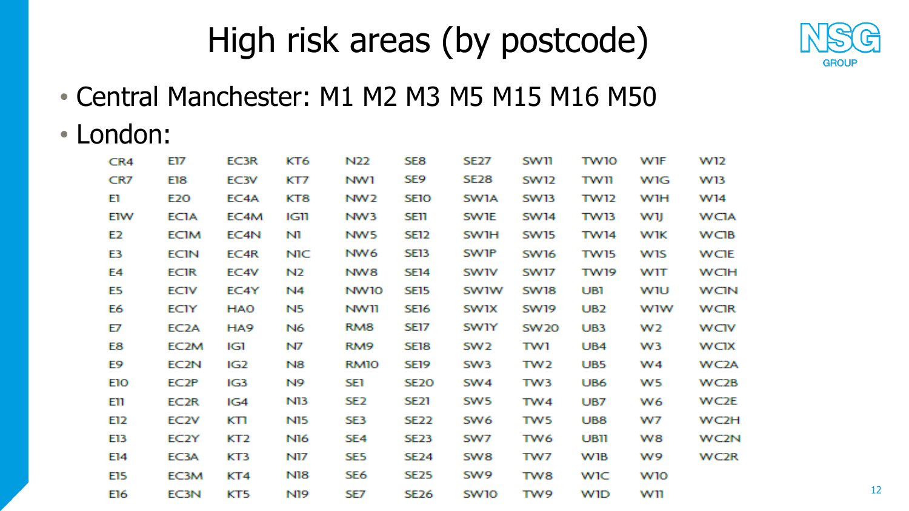# High risk areas (by postcode)

- Central Manchester: M1 M2 M3 M5 M15 M16 M50
- London:

| | | | | | | | | | | |
|---|---|---|---|---|---|---|---|---|---|---|
| CR4 | E17 | EC3R | KT6 | N22 | SE8 | SE27 | SW11 | TW10 | W1F | W12 |
| CR7 | E18 | EC3V | KT7 | NW1 | SE9 | SE28 | SW12 | TW11 | W1G | W13 |
| E1 | E20 | EC4A | KT8 | NW2 | SE10 | SW1A | SW13 | TW12 | W1H | W14 |
| E1W | EC1A | EC4M | IG11 | NW3 | SE11 | SW1E | SW14 | TW13 | W1J | WC1A |
| E2 | EC1M | EC4N | N1 | NW5 | SE12 | SW1H | SW15 | TW14 | W1K | WC1B |
| E3 | EC1N | EC4R | N1C | NW6 | SE13 | SW1P | SW16 | TW15 | W1S | WC1E |
| E4 | EC1R | EC4V | N2 | NW8 | SE14 | SW1V | SW17 | TW19 | W1T | WC1H |
| E5 | EC1V | EC4Y | N4 | NW10 | SE15 | SW1W | SW18 | UB1 | W1U | WC1N |
| E6 | EC1Y | HA0 | N5 | NW11 | SE16 | SW1X | SW19 | UB2 | W1W | WC1R |
| E7 | EC2A | HA9 | N6 | RM8 | SE17 | SW1Y | SW20 | UB3 | W2 | WC1V |
| E8 | EC2M | IG1 | N7 | RM9 | SE18 | SW2 | TW1 | UB4 | W3 | WC1X |
| E9 | EC2N | IG2 | N8 | RM10 | SE19 | SW3 | TW2 | UB5 | W4 | WC2A |
| E10 | EC2P | IG3 | N9 | SE1 | SE20 | SW4 | TW3 | UB6 | W5 | WC2B |
| E11 | EC2R | IG4 | N13 | SE2 | SE21 | SW5 | TW4 | UB7 | W6 | WC2E |
| E12 | EC2V | KT1 | N15 | SE3 | SE22 | SW6 | TW5 | UB8 | W7 | WC2H |
| E13 | EC2Y | KT2 | N16 | SE4 | SE23 | SW7 | TW6 | UB11 | W8 | WC2N |
| E14 | EC3A | KT3 | N17 | SE5 | SE24 | SW8 | TW7 | W1B | W9 | WC2R |
| E15 | EC3M | KT4 | N18 | SE6 | SE25 | SW9 | TW8 | W1C | W10 | |
| E16 | EC3N | KT5 | N19 | SE7 | SE26 | SW10 | TW9 | W1D | W11 | |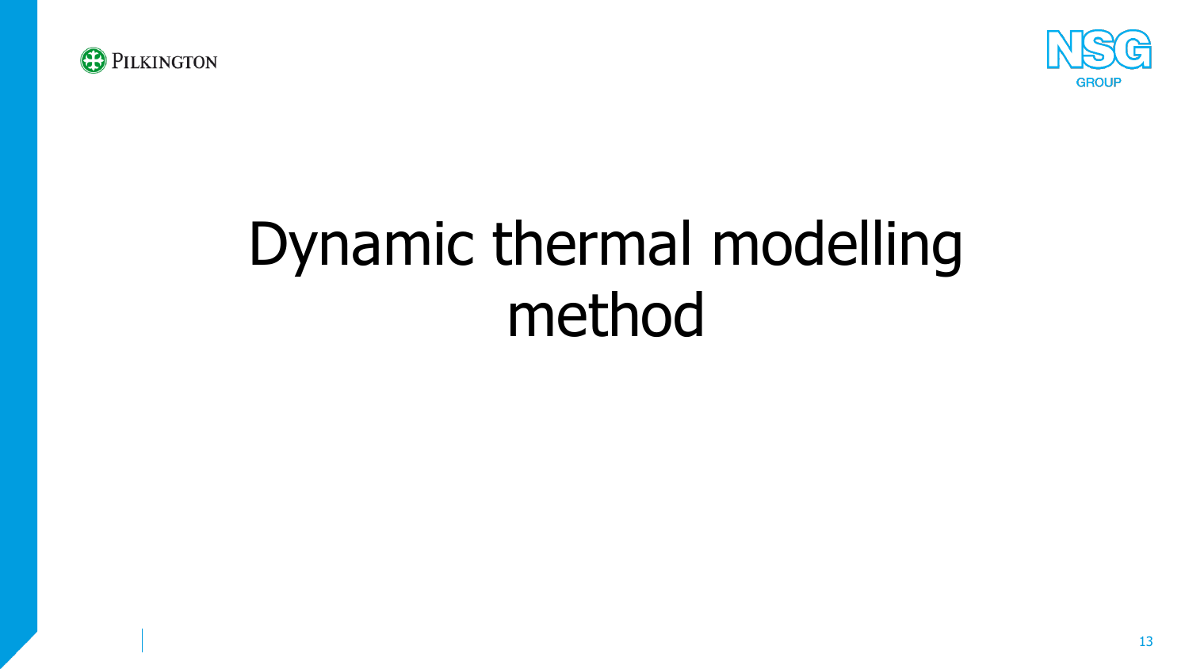# Dynamic thermal modelling method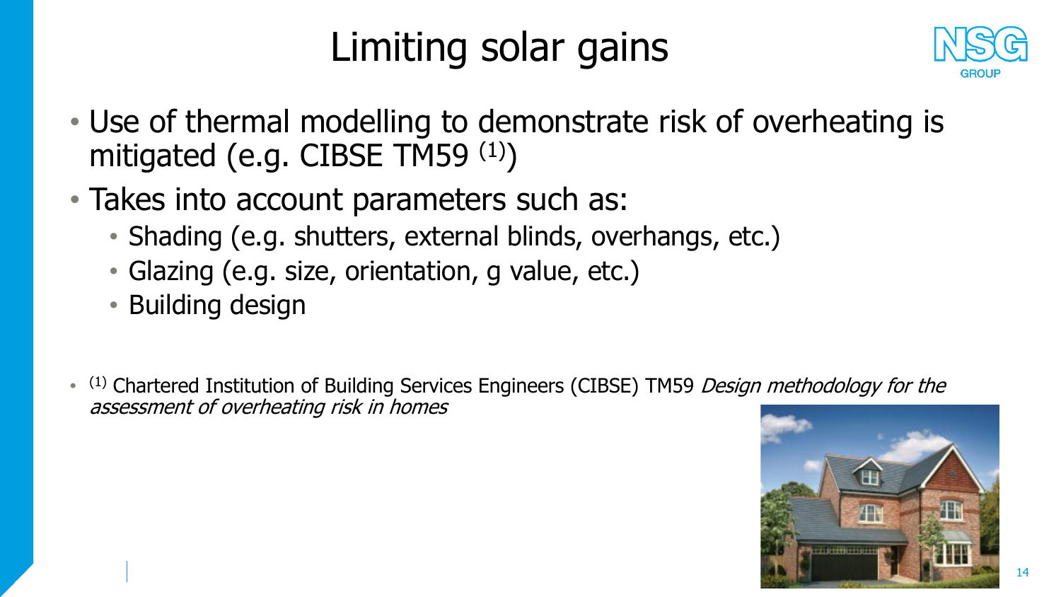# Limiting solar gains

- Use of thermal modelling to demonstrate risk of overheating is mitigated (e.g. CIBSE TM59 [1])
- Takes into account parameters such as:
  - Shading (e.g. shutters, external blinds, overhangs, etc.)
  - Glazing (e.g. size, orientation, g value, etc.)
  - Building design

- [1] Chartered Institution of Building Services Engineers (CIBSE) TM59 *Design methodology for the assessment of overheating risk in homes*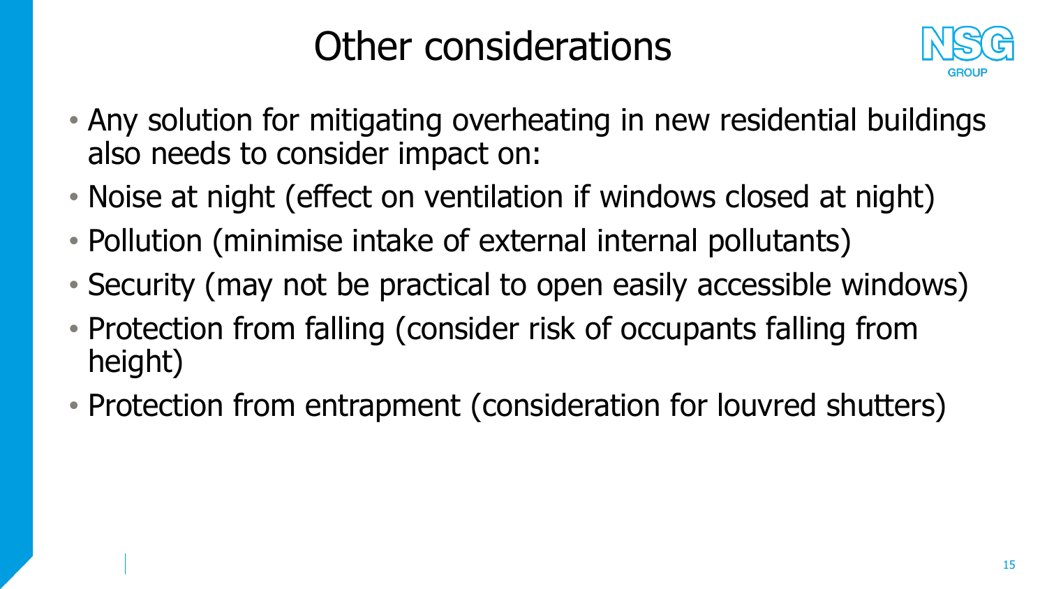# Other considerations

- Any solution for mitigating overheating in new residential buildings also needs to consider impact on:
- Noise at night (effect on ventilation if windows closed at night)
- Pollution (minimise intake of external internal pollutants)
- Security (may not be practical to open easily accessible windows)
- Protection from falling (consider risk of occupants falling from height)
- Protection from entrapment (consideration for louvred shutters)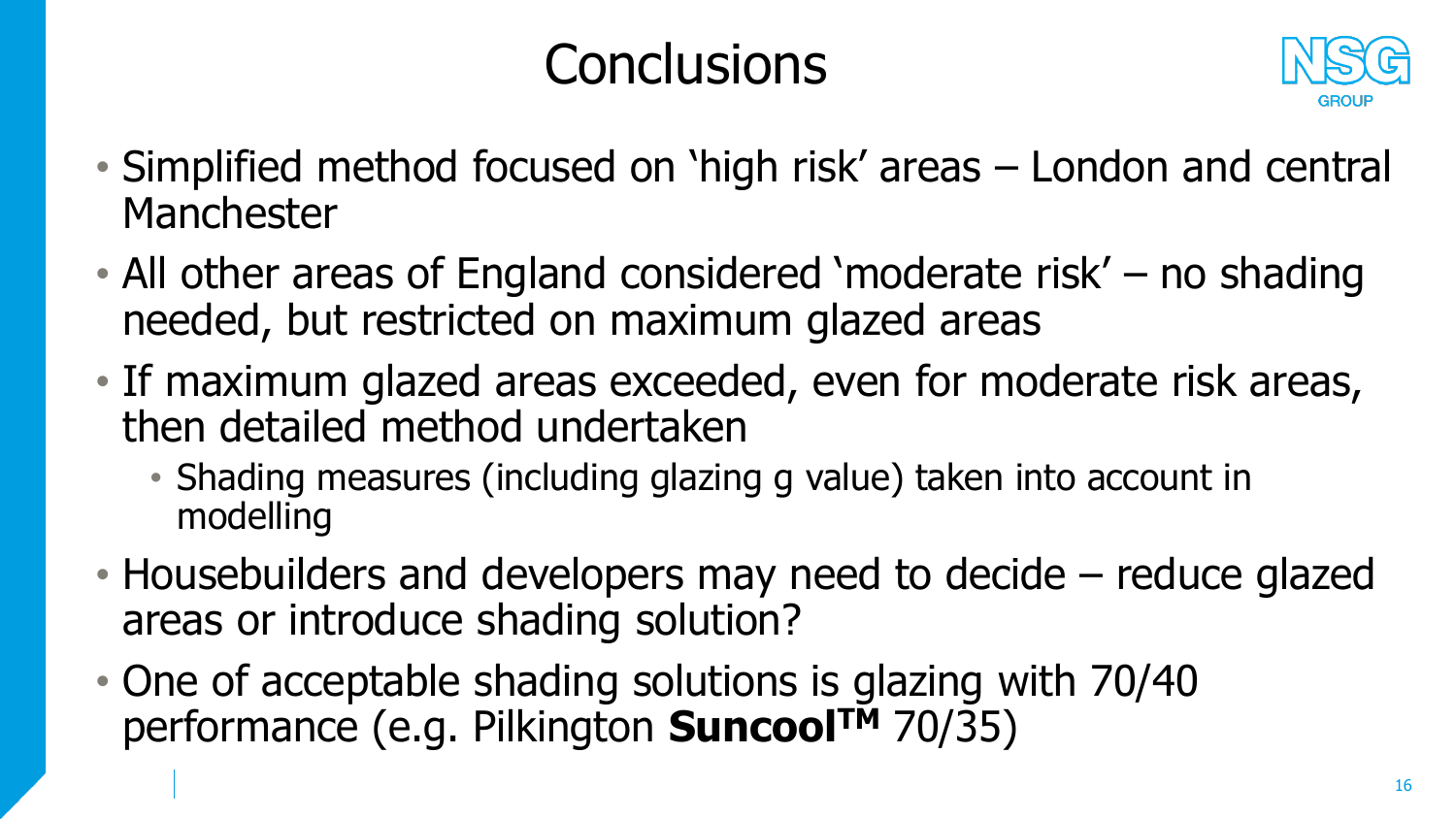# Conclusions

- Simplified method focused on 'high risk' areas – London and central Manchester
- All other areas of England considered 'moderate risk' – no shading needed, but restricted on maximum glazed areas
- If maximum glazed areas exceeded, even for moderate risk areas, then detailed method undertaken
  - Shading measures (including glazing g value) taken into account in modelling
- Housebuilders and developers may need to decide – reduce glazed areas or introduce shading solution?
- One of acceptable shading solutions is glazing with 70/40 performance (e.g. Pilkington **Suncool™** 70/35)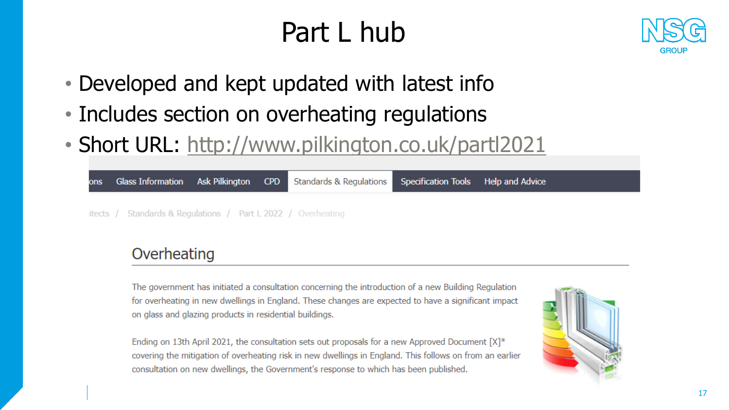# Part L hub

- Developed and kept updated with latest info
- Includes section on overheating regulations
- Short URL: http://www.pilkington.co.uk/partl2021

ons Glass Information Ask Pilkington CPD Standards & Regulations Specification Tools Help and Advice

itects / Standards & Regulations / Part L 2022 / Overheating

## Overheating

The government has initiated a consultation concerning the introduction of a new Building Regulation for overheating in new dwellings in England. These changes are expected to have a significant impact on glass and glazing products in residential buildings.

Ending on 13th April 2021, the consultation sets out proposals for a new Approved Document [X]* covering the mitigation of overheating risk in new dwellings in England. This follows on from an earlier consultation on new dwellings, the Government's response to which has been published.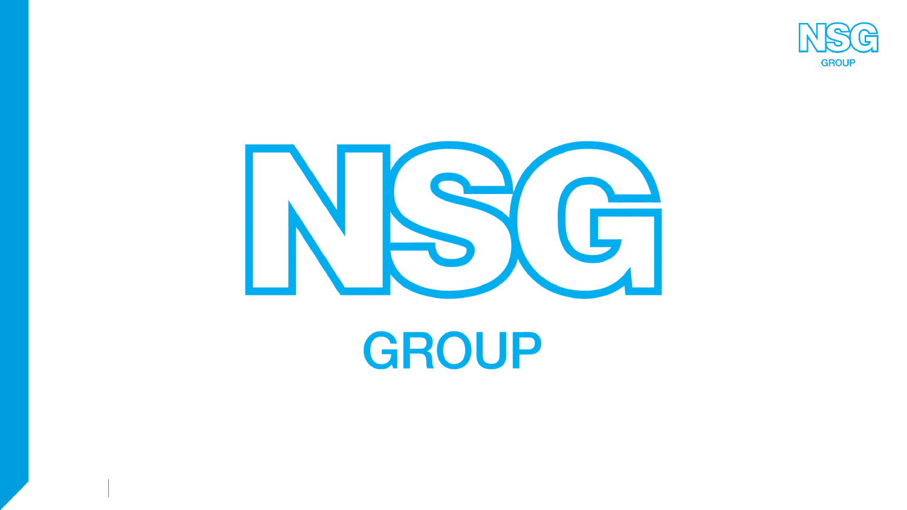NSG

GROUP